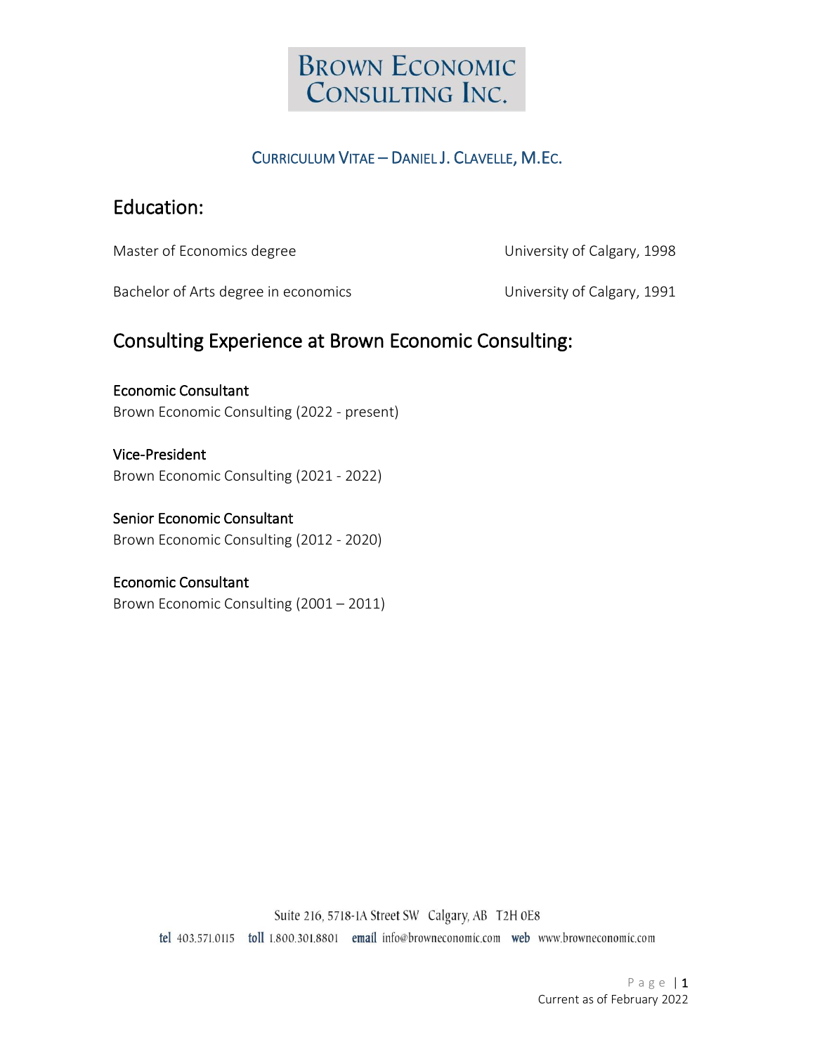# Brown Economic Consulting Inc.

## Curriculum Vitae – Daniel J. Clavelle, M.Ec.

## Education:

Master of Economics degree — University of Calgary, 1998

Bachelor of Arts degree in economics — University of Calgary, 1991

## Consulting Experience at Brown Economic Consulting:

**Economic Consultant**
Brown Economic Consulting (2022 - present)

**Vice-President**
Brown Economic Consulting (2021 - 2022)

**Senior Economic Consultant**
Brown Economic Consulting (2012 - 2020)

**Economic Consultant**
Brown Economic Consulting (2001 – 2011)

Suite 216, 5718-1A Street SW Calgary, AB T2H 0E8

tel 403.571.0115 toll 1.800.301.8801 email info@browneconomic.com web www.browneconomic.com

Current as of February 2022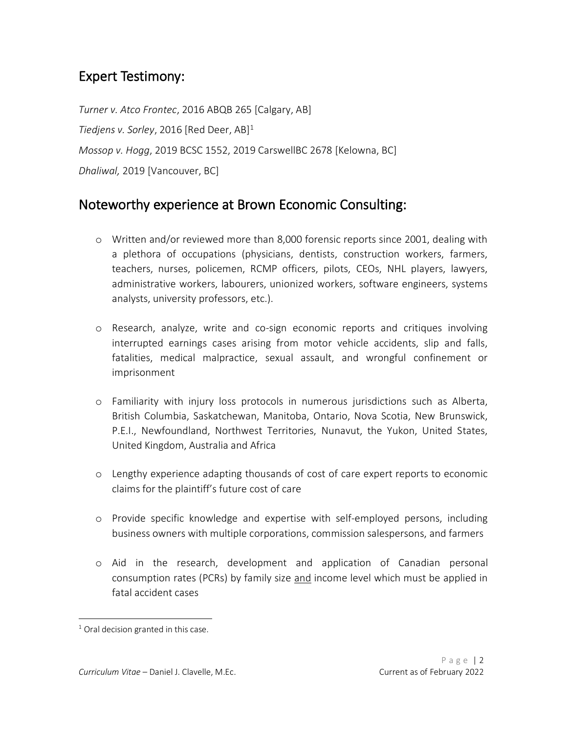## Expert Testimony:

*Turner v. Atco Frontec*, 2016 ABQB 265 [Calgary, AB]

*Tiedjens v. Sorley*, 2016 [Red Deer, AB][1]

*Mossop v. Hogg*, 2019 BCSC 1552, 2019 CarswellBC 2678 [Kelowna, BC]

*Dhaliwal,* 2019 [Vancouver, BC]

## Noteworthy experience at Brown Economic Consulting:

- Written and/or reviewed more than 8,000 forensic reports since 2001, dealing with a plethora of occupations (physicians, dentists, construction workers, farmers, teachers, nurses, policemen, RCMP officers, pilots, CEOs, NHL players, lawyers, administrative workers, labourers, unionized workers, software engineers, systems analysts, university professors, etc.).

- Research, analyze, write and co-sign economic reports and critiques involving interrupted earnings cases arising from motor vehicle accidents, slip and falls, fatalities, medical malpractice, sexual assault, and wrongful confinement or imprisonment

- Familiarity with injury loss protocols in numerous jurisdictions such as Alberta, British Columbia, Saskatchewan, Manitoba, Ontario, Nova Scotia, New Brunswick, P.E.I., Newfoundland, Northwest Territories, Nunavut, the Yukon, United States, United Kingdom, Australia and Africa

- Lengthy experience adapting thousands of cost of care expert reports to economic claims for the plaintiff's future cost of care

- Provide specific knowledge and expertise with self-employed persons, including business owners with multiple corporations, commission salespersons, and farmers

- Aid in the research, development and application of Canadian personal consumption rates (PCRs) by family size <u>and</u> income level which must be applied in fatal accident cases

---

[1] Oral decision granted in this case.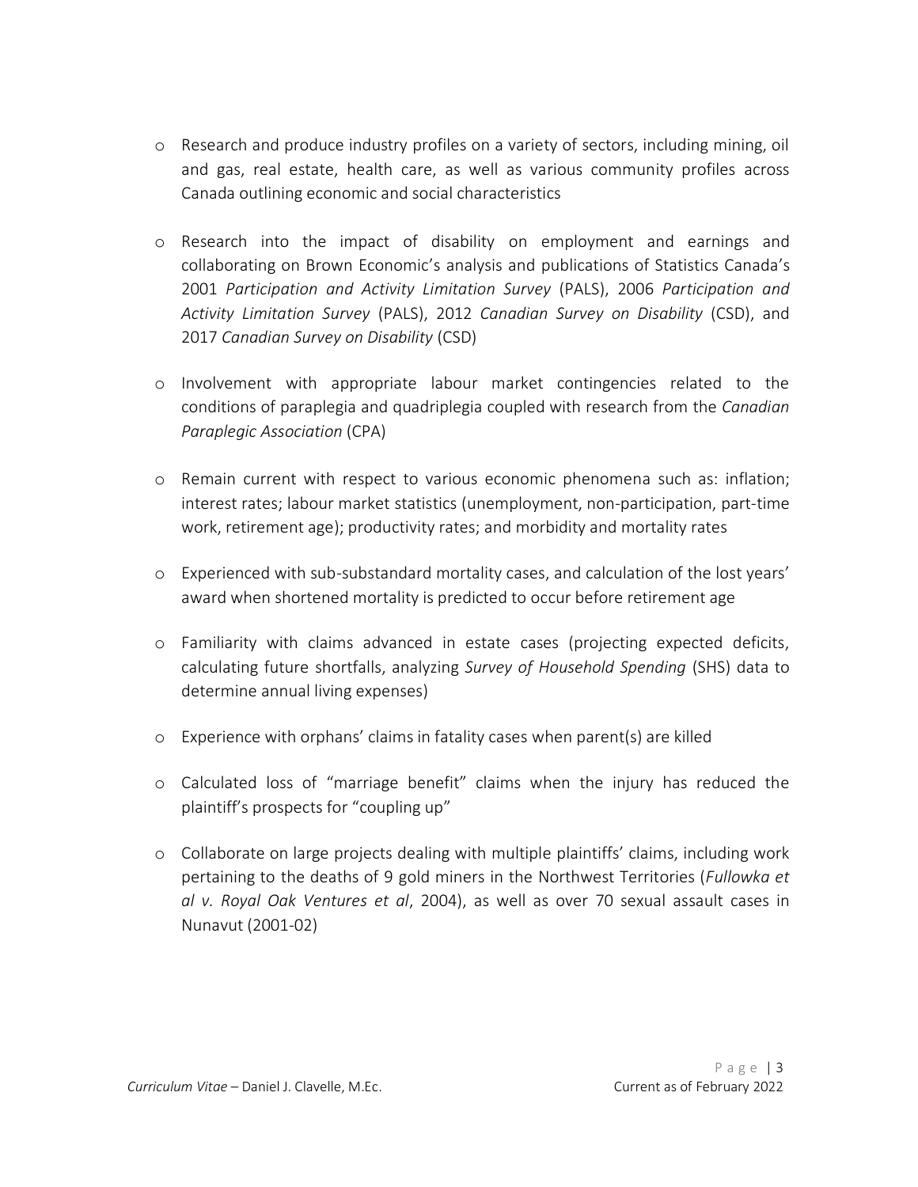- Research and produce industry profiles on a variety of sectors, including mining, oil and gas, real estate, health care, as well as various community profiles across Canada outlining economic and social characteristics

- Research into the impact of disability on employment and earnings and collaborating on Brown Economic's analysis and publications of Statistics Canada's 2001 *Participation and Activity Limitation Survey* (PALS), 2006 *Participation and Activity Limitation Survey* (PALS), 2012 *Canadian Survey on Disability* (CSD), and 2017 *Canadian Survey on Disability* (CSD)

- Involvement with appropriate labour market contingencies related to the conditions of paraplegia and quadriplegia coupled with research from the *Canadian Paraplegic Association* (CPA)

- Remain current with respect to various economic phenomena such as: inflation; interest rates; labour market statistics (unemployment, non-participation, part-time work, retirement age); productivity rates; and morbidity and mortality rates

- Experienced with sub-substandard mortality cases, and calculation of the lost years' award when shortened mortality is predicted to occur before retirement age

- Familiarity with claims advanced in estate cases (projecting expected deficits, calculating future shortfalls, analyzing *Survey of Household Spending* (SHS) data to determine annual living expenses)

- Experience with orphans' claims in fatality cases when parent(s) are killed

- Calculated loss of "marriage benefit" claims when the injury has reduced the plaintiff's prospects for "coupling up"

- Collaborate on large projects dealing with multiple plaintiffs' claims, including work pertaining to the deaths of 9 gold miners in the Northwest Territories (*Fullowka et al v. Royal Oak Ventures et al*, 2004), as well as over 70 sexual assault cases in Nunavut (2001-02)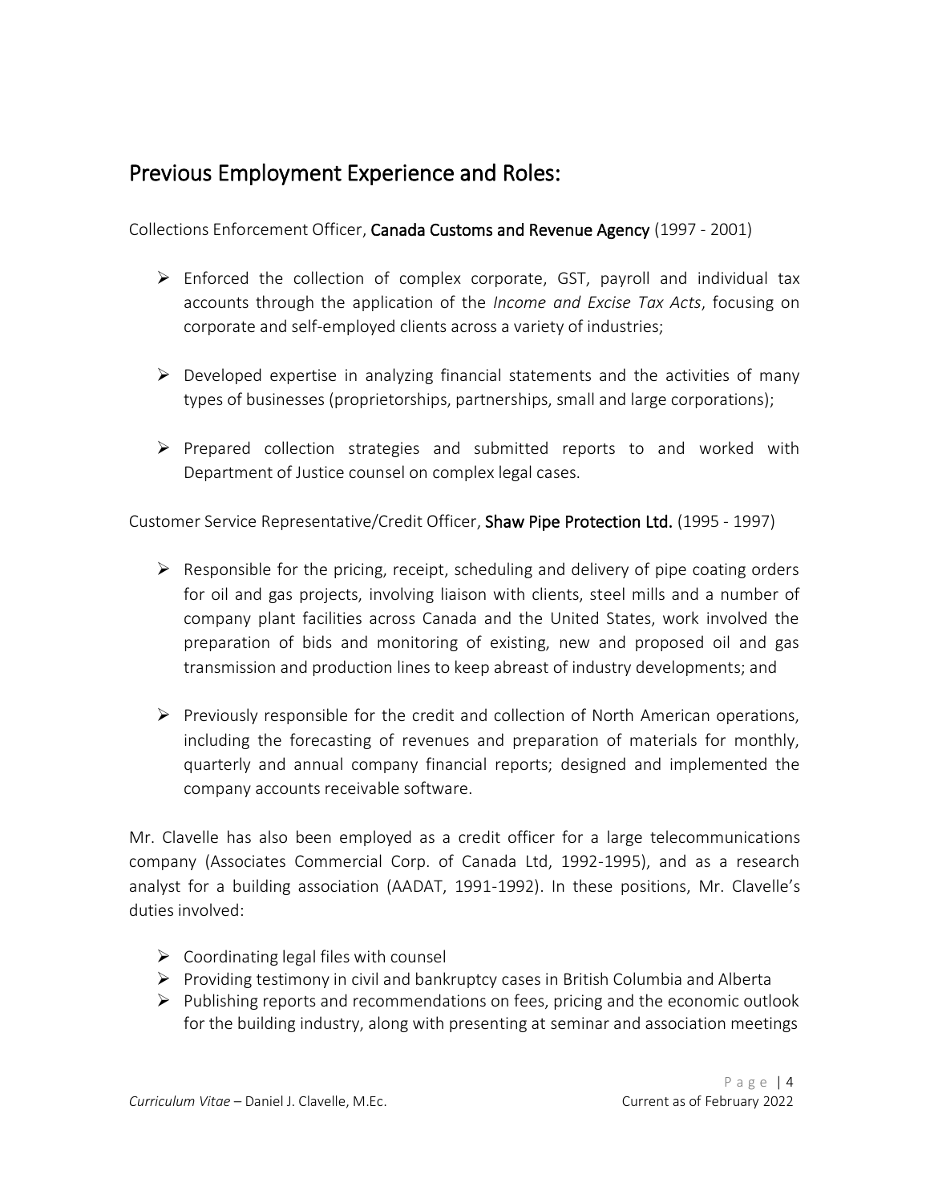## Previous Employment Experience and Roles:

Collections Enforcement Officer, **Canada Customs and Revenue Agency** (1997 - 2001)

- Enforced the collection of complex corporate, GST, payroll and individual tax accounts through the application of the *Income and Excise Tax Acts*, focusing on corporate and self-employed clients across a variety of industries;

- Developed expertise in analyzing financial statements and the activities of many types of businesses (proprietorships, partnerships, small and large corporations);

- Prepared collection strategies and submitted reports to and worked with Department of Justice counsel on complex legal cases.

Customer Service Representative/Credit Officer, **Shaw Pipe Protection Ltd.** (1995 - 1997)

- Responsible for the pricing, receipt, scheduling and delivery of pipe coating orders for oil and gas projects, involving liaison with clients, steel mills and a number of company plant facilities across Canada and the United States, work involved the preparation of bids and monitoring of existing, new and proposed oil and gas transmission and production lines to keep abreast of industry developments; and

- Previously responsible for the credit and collection of North American operations, including the forecasting of revenues and preparation of materials for monthly, quarterly and annual company financial reports; designed and implemented the company accounts receivable software.

Mr. Clavelle has also been employed as a credit officer for a large telecommunications company (Associates Commercial Corp. of Canada Ltd, 1992-1995), and as a research analyst for a building association (AADAT, 1991-1992). In these positions, Mr. Clavelle's duties involved:

- Coordinating legal files with counsel
- Providing testimony in civil and bankruptcy cases in British Columbia and Alberta
- Publishing reports and recommendations on fees, pricing and the economic outlook for the building industry, along with presenting at seminar and association meetings